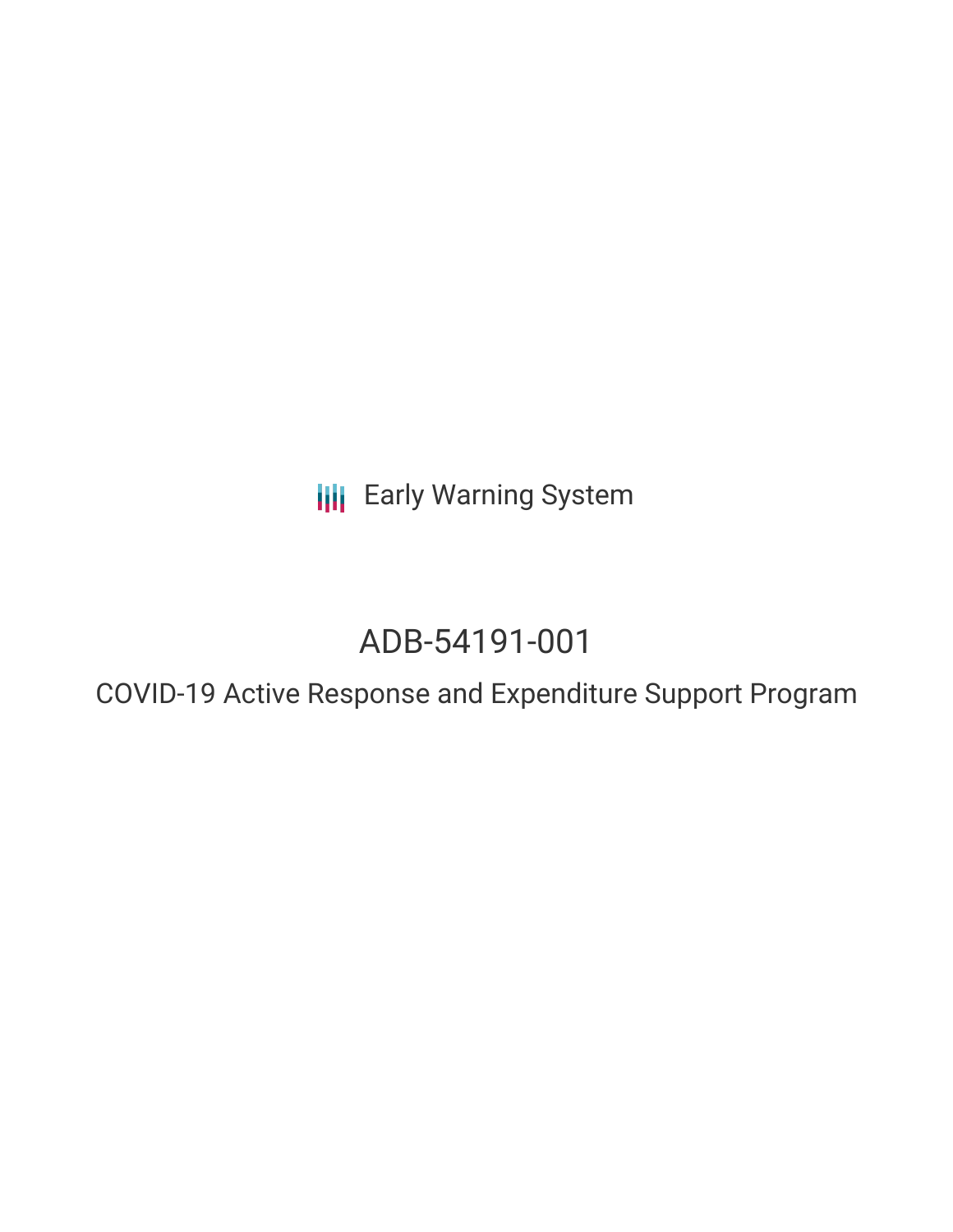Early Warning System

# ADB-54191-001

## COVID-19 Active Response and Expenditure Support Program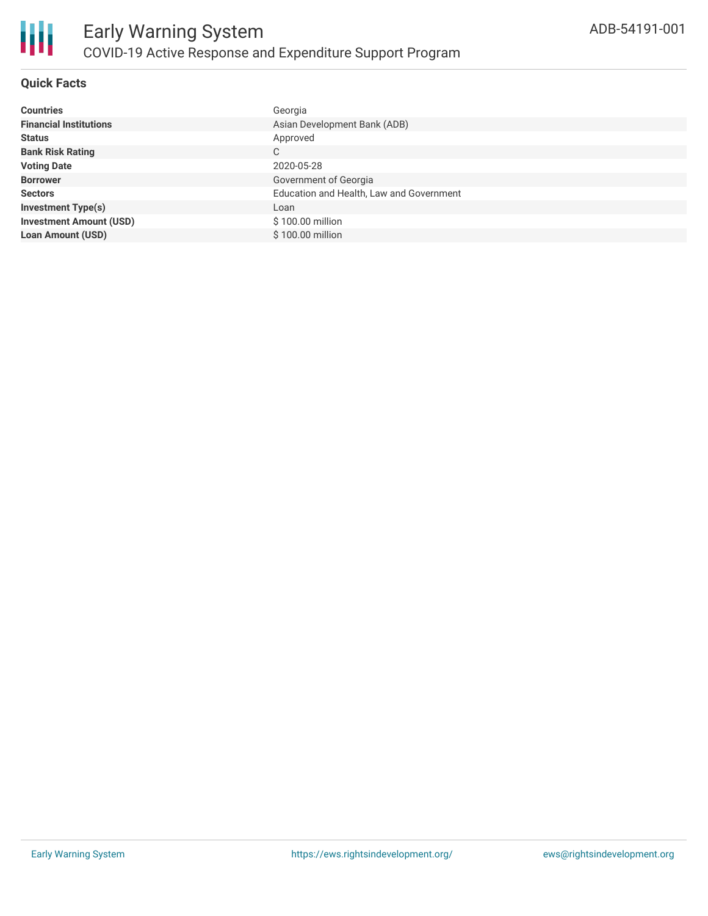# Early Warning System

## COVID-19 Active Response and Expenditure Support Program

ADB-54191-001

### Quick Facts

| | |
|---|---|
| **Countries** | Georgia |
| **Financial Institutions** | Asian Development Bank (ADB) |
| **Status** | Approved |
| **Bank Risk Rating** | C |
| **Voting Date** | 2020-05-28 |
| **Borrower** | Government of Georgia |
| **Sectors** | Education and Health, Law and Government |
| **Investment Type(s)** | Loan |
| **Investment Amount (USD)** | $ 100.00 million |
| **Loan Amount (USD)** | $ 100.00 million |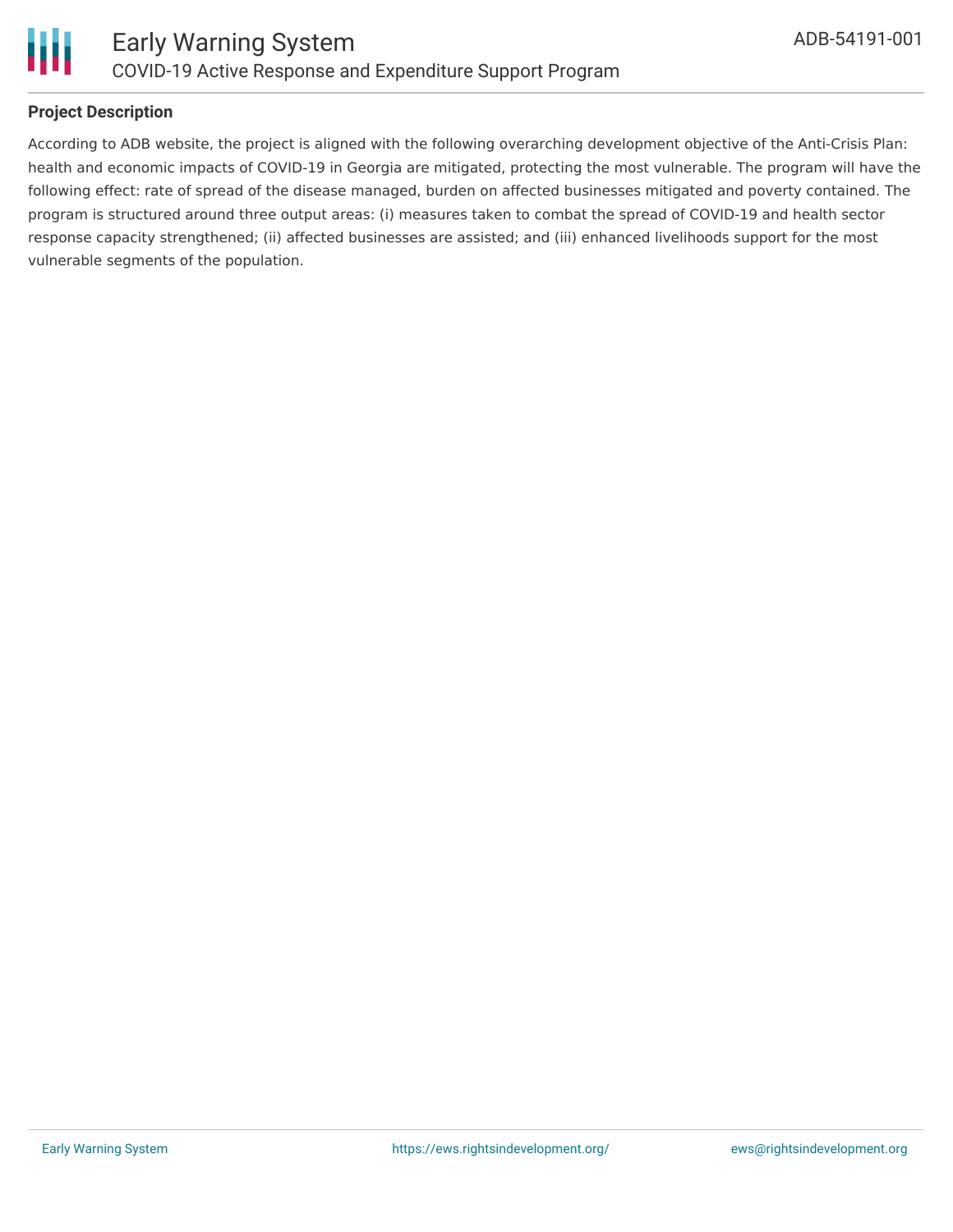## Project Description

According to ADB website, the project is aligned with the following overarching development objective of the Anti-Crisis Plan: health and economic impacts of COVID-19 in Georgia are mitigated, protecting the most vulnerable. The program will have the following effect: rate of spread of the disease managed, burden on affected businesses mitigated and poverty contained. The program is structured around three output areas: (i) measures taken to combat the spread of COVID-19 and health sector response capacity strengthened; (ii) affected businesses are assisted; and (iii) enhanced livelihoods support for the most vulnerable segments of the population.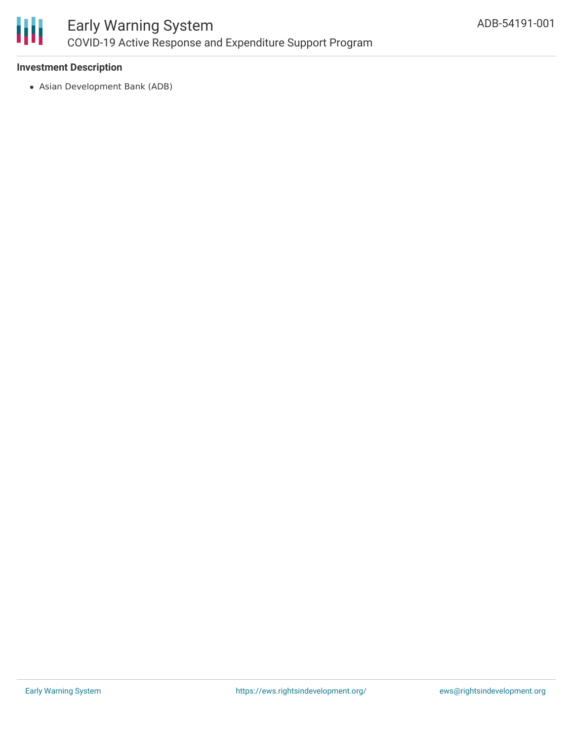### Investment Description

- Asian Development Bank (ADB)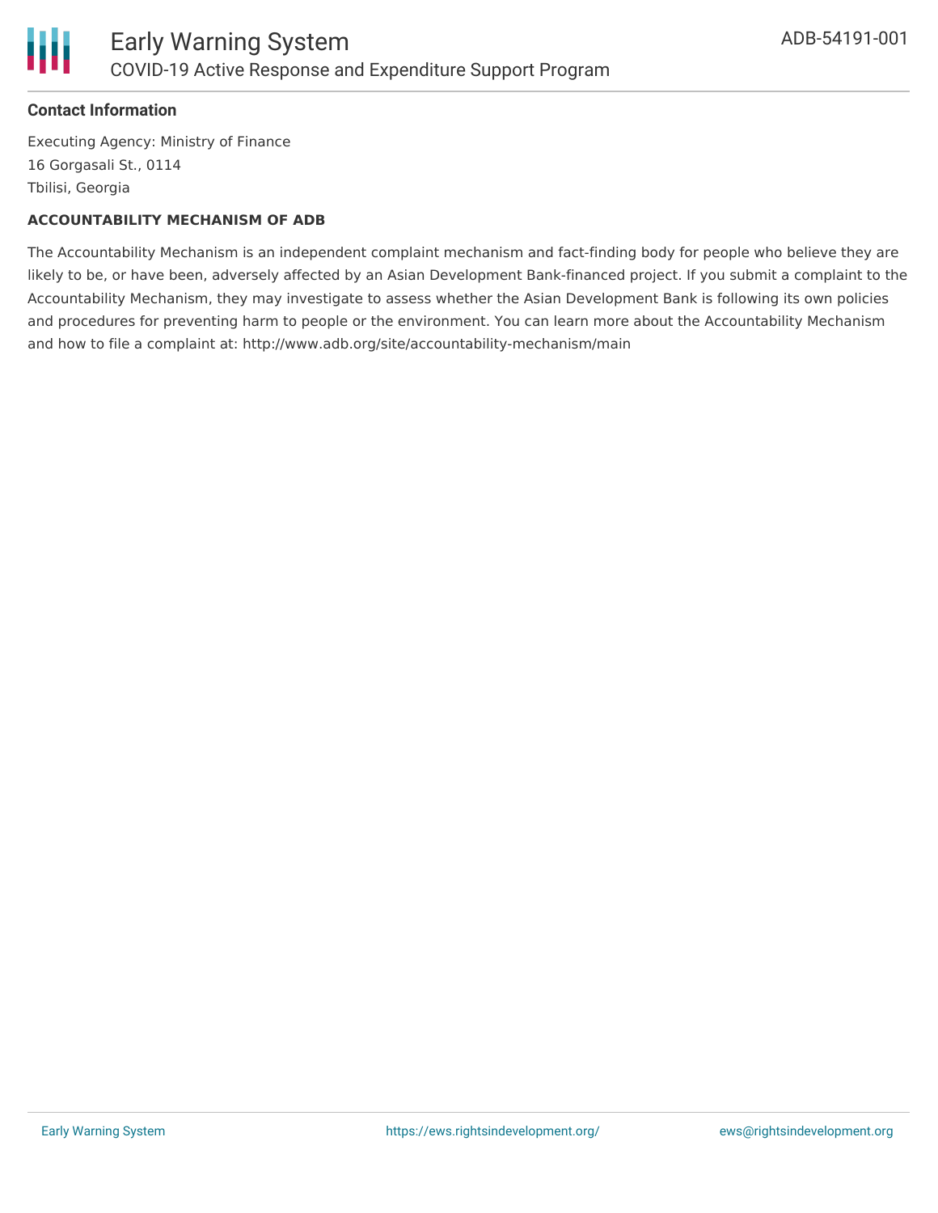**Contact Information**

Executing Agency: Ministry of Finance
16 Gorgasali St., 0114
Tbilisi, Georgia

**ACCOUNTABILITY MECHANISM OF ADB**

The Accountability Mechanism is an independent complaint mechanism and fact-finding body for people who believe they are likely to be, or have been, adversely affected by an Asian Development Bank-financed project. If you submit a complaint to the Accountability Mechanism, they may investigate to assess whether the Asian Development Bank is following its own policies and procedures for preventing harm to people or the environment. You can learn more about the Accountability Mechanism and how to file a complaint at: http://www.adb.org/site/accountability-mechanism/main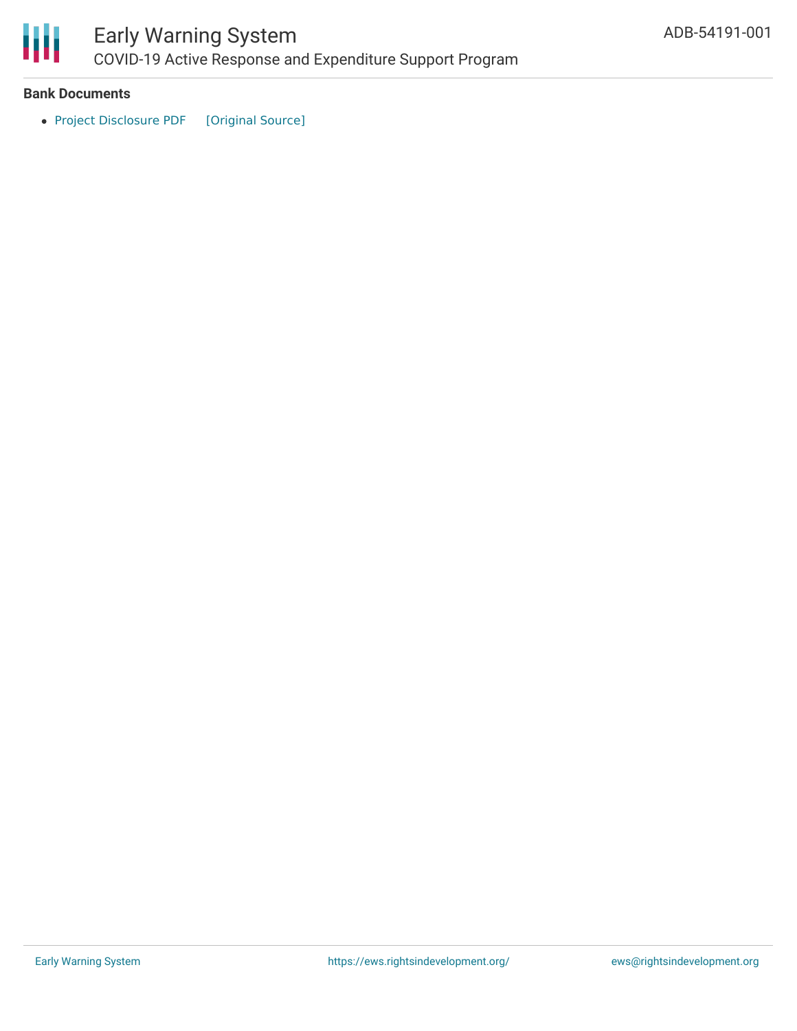**Bank Documents**

- Project Disclosure PDF [Original Source]